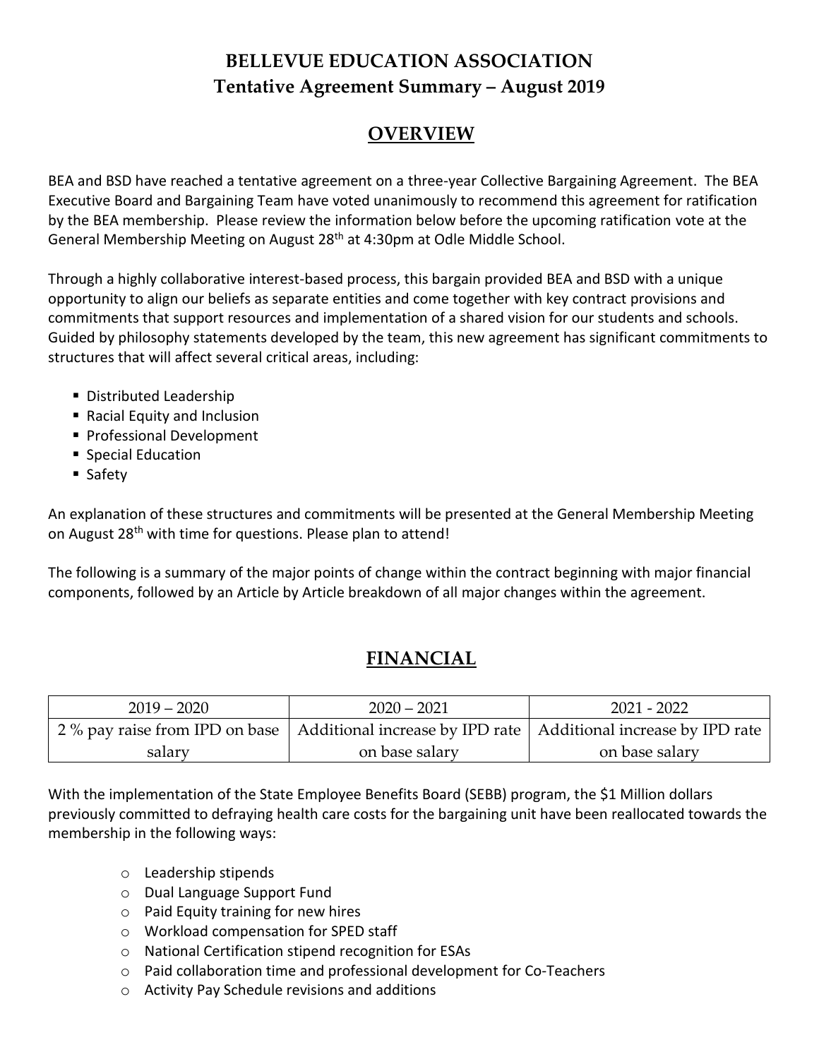# BELLEVUE EDUCATION ASSOCIATION
## Tentative Agreement Summary – August 2019

## OVERVIEW

BEA and BSD have reached a tentative agreement on a three-year Collective Bargaining Agreement. The BEA Executive Board and Bargaining Team have voted unanimously to recommend this agreement for ratification by the BEA membership. Please review the information below before the upcoming ratification vote at the General Membership Meeting on August 28th at 4:30pm at Odle Middle School.

Through a highly collaborative interest-based process, this bargain provided BEA and BSD with a unique opportunity to align our beliefs as separate entities and come together with key contract provisions and commitments that support resources and implementation of a shared vision for our students and schools. Guided by philosophy statements developed by the team, this new agreement has significant commitments to structures that will affect several critical areas, including:

- Distributed Leadership
- Racial Equity and Inclusion
- Professional Development
- Special Education
- Safety

An explanation of these structures and commitments will be presented at the General Membership Meeting on August 28th with time for questions. Please plan to attend!

The following is a summary of the major points of change within the contract beginning with major financial components, followed by an Article by Article breakdown of all major changes within the agreement.

## FINANCIAL

| 2019 – 2020 | 2020 – 2021 | 2021 - 2022 |
|---|---|---|
| 2 % pay raise from IPD on base salary | Additional increase by IPD rate on base salary | Additional increase by IPD rate on base salary |

With the implementation of the State Employee Benefits Board (SEBB) program, the $1 Million dollars previously committed to defraying health care costs for the bargaining unit have been reallocated towards the membership in the following ways:

- Leadership stipends
- Dual Language Support Fund
- Paid Equity training for new hires
- Workload compensation for SPED staff
- National Certification stipend recognition for ESAs
- Paid collaboration time and professional development for Co-Teachers
- Activity Pay Schedule revisions and additions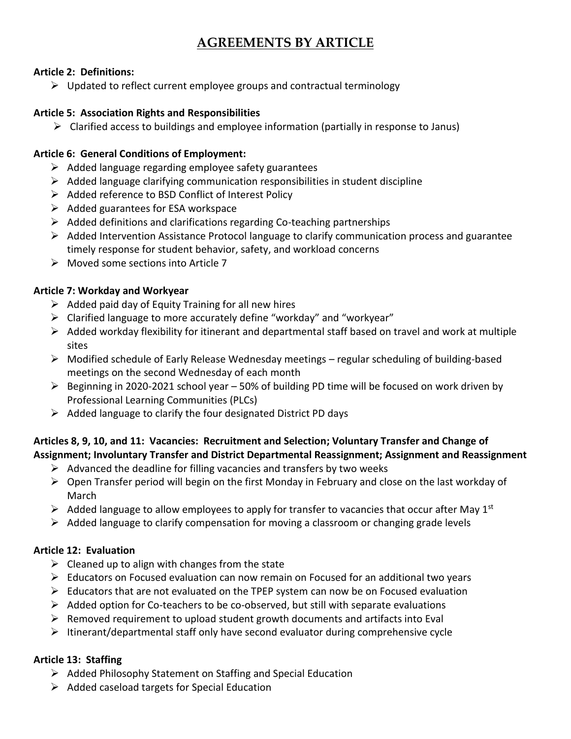# AGREEMENTS BY ARTICLE

**Article 2: Definitions:**

- Updated to reflect current employee groups and contractual terminology

**Article 5: Association Rights and Responsibilities**

- Clarified access to buildings and employee information (partially in response to Janus)

**Article 6: General Conditions of Employment:**

- Added language regarding employee safety guarantees
- Added language clarifying communication responsibilities in student discipline
- Added reference to BSD Conflict of Interest Policy
- Added guarantees for ESA workspace
- Added definitions and clarifications regarding Co-teaching partnerships
- Added Intervention Assistance Protocol language to clarify communication process and guarantee timely response for student behavior, safety, and workload concerns
- Moved some sections into Article 7

**Article 7: Workday and Workyear**

- Added paid day of Equity Training for all new hires
- Clarified language to more accurately define "workday" and "workyear"
- Added workday flexibility for itinerant and departmental staff based on travel and work at multiple sites
- Modified schedule of Early Release Wednesday meetings – regular scheduling of building-based meetings on the second Wednesday of each month
- Beginning in 2020-2021 school year – 50% of building PD time will be focused on work driven by Professional Learning Communities (PLCs)
- Added language to clarify the four designated District PD days

**Articles 8, 9, 10, and 11: Vacancies: Recruitment and Selection; Voluntary Transfer and Change of Assignment; Involuntary Transfer and District Departmental Reassignment; Assignment and Reassignment**

- Advanced the deadline for filling vacancies and transfers by two weeks
- Open Transfer period will begin on the first Monday in February and close on the last workday of March
- Added language to allow employees to apply for transfer to vacancies that occur after May 1st
- Added language to clarify compensation for moving a classroom or changing grade levels

**Article 12: Evaluation**

- Cleaned up to align with changes from the state
- Educators on Focused evaluation can now remain on Focused for an additional two years
- Educators that are not evaluated on the TPEP system can now be on Focused evaluation
- Added option for Co-teachers to be co-observed, but still with separate evaluations
- Removed requirement to upload student growth documents and artifacts into Eval
- Itinerant/departmental staff only have second evaluator during comprehensive cycle

**Article 13: Staffing**

- Added Philosophy Statement on Staffing and Special Education
- Added caseload targets for Special Education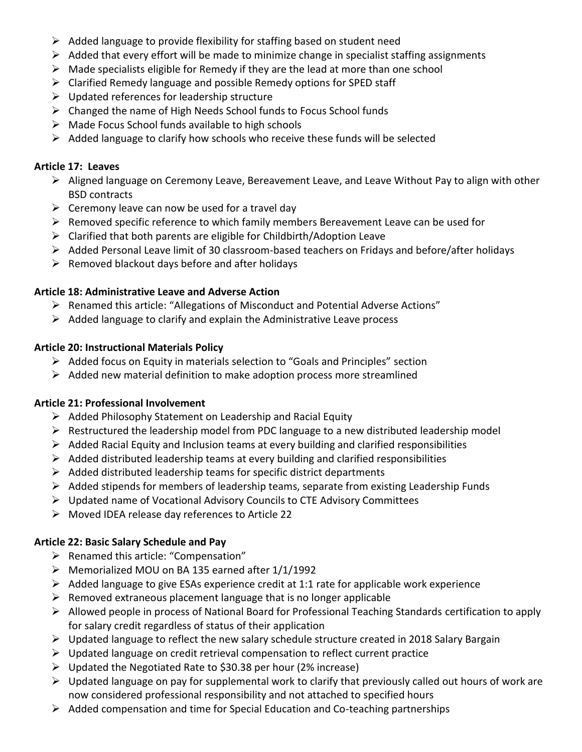- Added language to provide flexibility for staffing based on student need
- Added that every effort will be made to minimize change in specialist staffing assignments
- Made specialists eligible for Remedy if they are the lead at more than one school
- Clarified Remedy language and possible Remedy options for SPED staff
- Updated references for leadership structure
- Changed the name of High Needs School funds to Focus School funds
- Made Focus School funds available to high schools
- Added language to clarify how schools who receive these funds will be selected

**Article 17: Leaves**

- Aligned language on Ceremony Leave, Bereavement Leave, and Leave Without Pay to align with other BSD contracts
- Ceremony leave can now be used for a travel day
- Removed specific reference to which family members Bereavement Leave can be used for
- Clarified that both parents are eligible for Childbirth/Adoption Leave
- Added Personal Leave limit of 30 classroom-based teachers on Fridays and before/after holidays
- Removed blackout days before and after holidays

**Article 18: Administrative Leave and Adverse Action**

- Renamed this article: "Allegations of Misconduct and Potential Adverse Actions"
- Added language to clarify and explain the Administrative Leave process

**Article 20: Instructional Materials Policy**

- Added focus on Equity in materials selection to "Goals and Principles" section
- Added new material definition to make adoption process more streamlined

**Article 21: Professional Involvement**

- Added Philosophy Statement on Leadership and Racial Equity
- Restructured the leadership model from PDC language to a new distributed leadership model
- Added Racial Equity and Inclusion teams at every building and clarified responsibilities
- Added distributed leadership teams at every building and clarified responsibilities
- Added distributed leadership teams for specific district departments
- Added stipends for members of leadership teams, separate from existing Leadership Funds
- Updated name of Vocational Advisory Councils to CTE Advisory Committees
- Moved IDEA release day references to Article 22

**Article 22: Basic Salary Schedule and Pay**

- Renamed this article: "Compensation"
- Memorialized MOU on BA 135 earned after 1/1/1992
- Added language to give ESAs experience credit at 1:1 rate for applicable work experience
- Removed extraneous placement language that is no longer applicable
- Allowed people in process of National Board for Professional Teaching Standards certification to apply for salary credit regardless of status of their application
- Updated language to reflect the new salary schedule structure created in 2018 Salary Bargain
- Updated language on credit retrieval compensation to reflect current practice
- Updated the Negotiated Rate to $30.38 per hour (2% increase)
- Updated language on pay for supplemental work to clarify that previously called out hours of work are now considered professional responsibility and not attached to specified hours
- Added compensation and time for Special Education and Co-teaching partnerships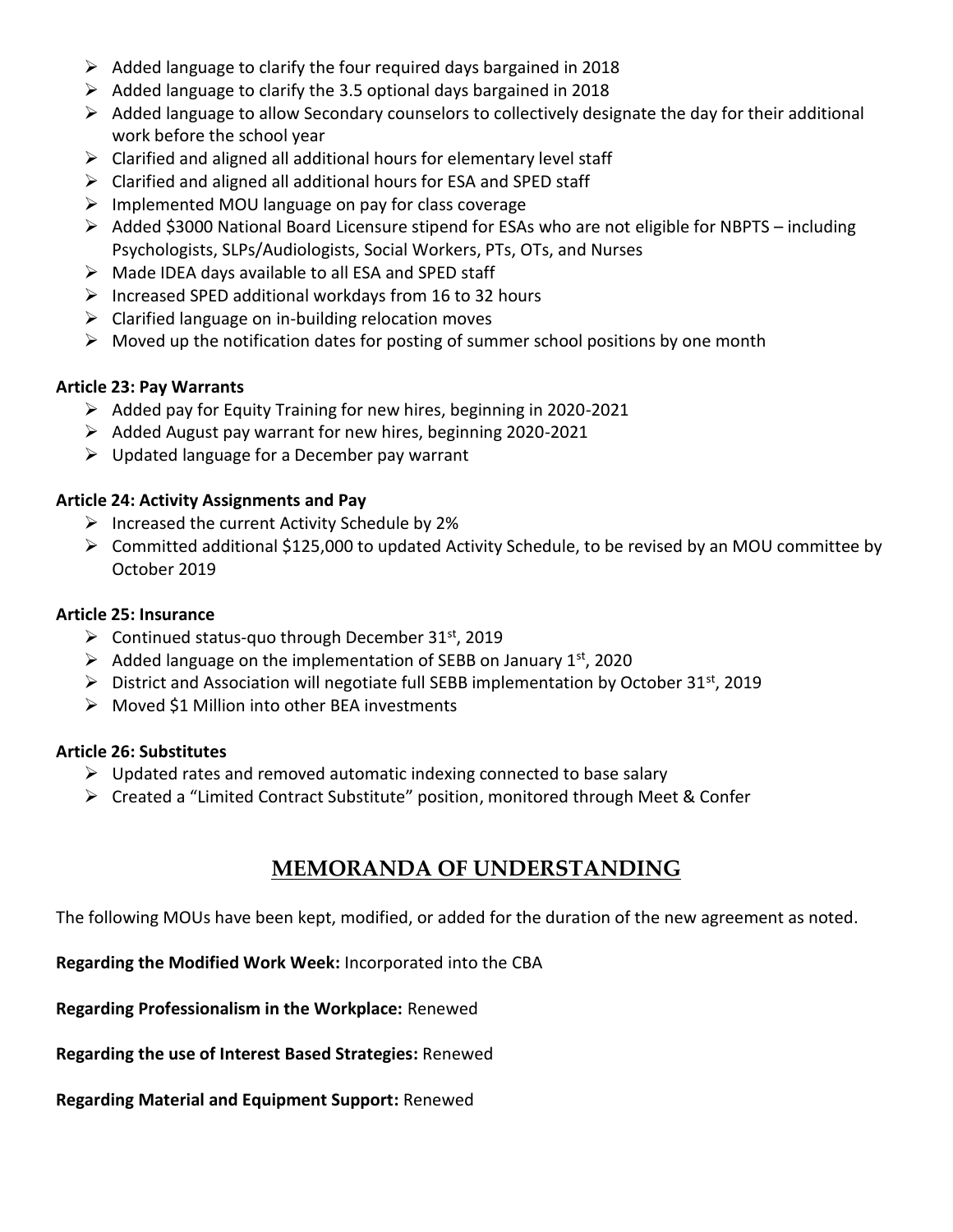- Added language to clarify the four required days bargained in 2018
- Added language to clarify the 3.5 optional days bargained in 2018
- Added language to allow Secondary counselors to collectively designate the day for their additional work before the school year
- Clarified and aligned all additional hours for elementary level staff
- Clarified and aligned all additional hours for ESA and SPED staff
- Implemented MOU language on pay for class coverage
- Added $3000 National Board Licensure stipend for ESAs who are not eligible for NBPTS – including Psychologists, SLPs/Audiologists, Social Workers, PTs, OTs, and Nurses
- Made IDEA days available to all ESA and SPED staff
- Increased SPED additional workdays from 16 to 32 hours
- Clarified language on in-building relocation moves
- Moved up the notification dates for posting of summer school positions by one month

**Article 23: Pay Warrants**

- Added pay for Equity Training for new hires, beginning in 2020-2021
- Added August pay warrant for new hires, beginning 2020-2021
- Updated language for a December pay warrant

**Article 24: Activity Assignments and Pay**

- Increased the current Activity Schedule by 2%
- Committed additional $125,000 to updated Activity Schedule, to be revised by an MOU committee by October 2019

**Article 25: Insurance**

- Continued status-quo through December 31st, 2019
- Added language on the implementation of SEBB on January 1st, 2020
- District and Association will negotiate full SEBB implementation by October 31st, 2019
- Moved $1 Million into other BEA investments

**Article 26: Substitutes**

- Updated rates and removed automatic indexing connected to base salary
- Created a "Limited Contract Substitute" position, monitored through Meet & Confer

## MEMORANDA OF UNDERSTANDING

The following MOUs have been kept, modified, or added for the duration of the new agreement as noted.

**Regarding the Modified Work Week:** Incorporated into the CBA

**Regarding Professionalism in the Workplace:** Renewed

**Regarding the use of Interest Based Strategies:** Renewed

**Regarding Material and Equipment Support:** Renewed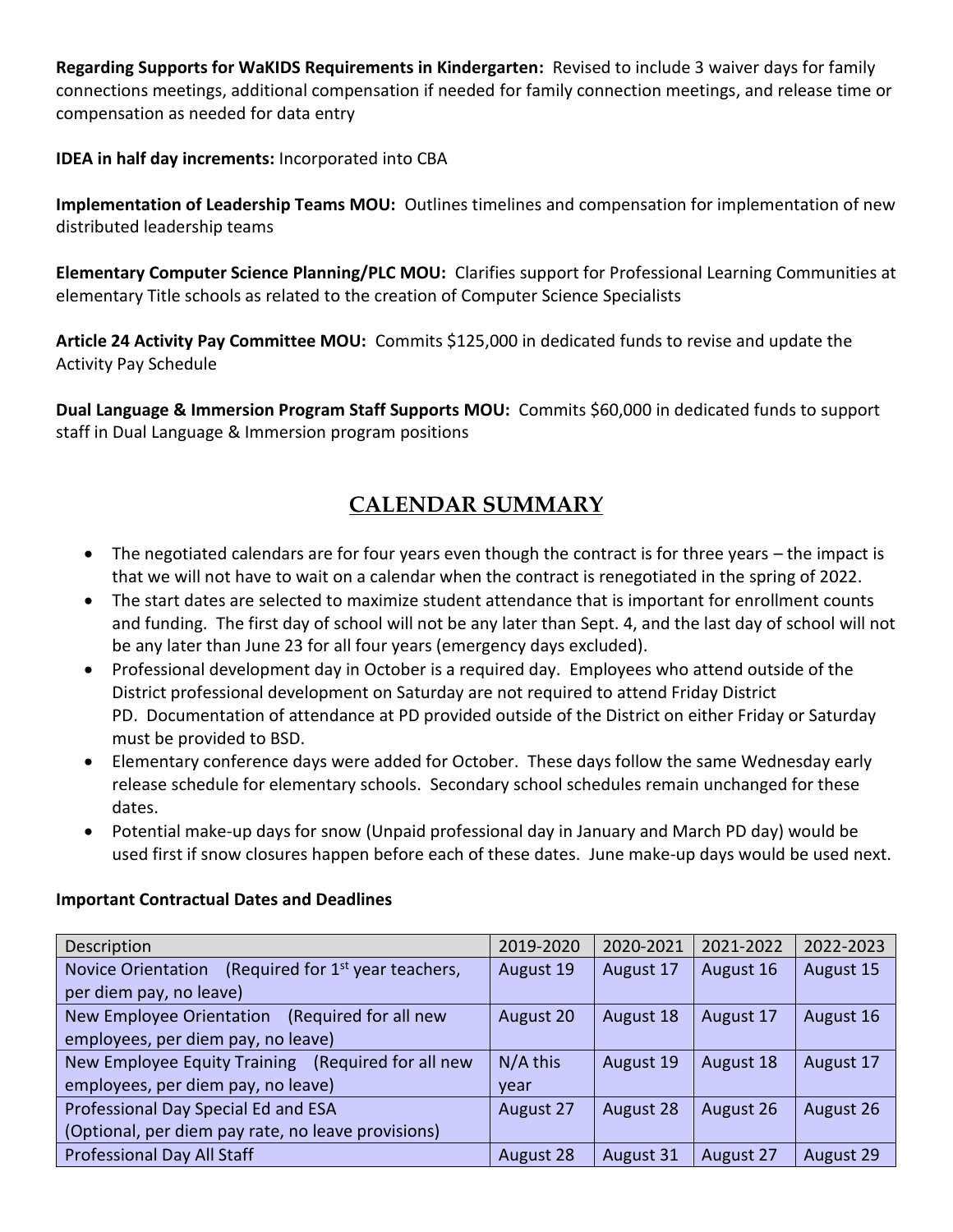**Regarding Supports for WaKIDS Requirements in Kindergarten:** Revised to include 3 waiver days for family connections meetings, additional compensation if needed for family connection meetings, and release time or compensation as needed for data entry

**IDEA in half day increments:** Incorporated into CBA

**Implementation of Leadership Teams MOU:** Outlines timelines and compensation for implementation of new distributed leadership teams

**Elementary Computer Science Planning/PLC MOU:** Clarifies support for Professional Learning Communities at elementary Title schools as related to the creation of Computer Science Specialists

**Article 24 Activity Pay Committee MOU:** Commits $125,000 in dedicated funds to revise and update the Activity Pay Schedule

**Dual Language & Immersion Program Staff Supports MOU:** Commits $60,000 in dedicated funds to support staff in Dual Language & Immersion program positions

## CALENDAR SUMMARY

- The negotiated calendars are for four years even though the contract is for three years – the impact is that we will not have to wait on a calendar when the contract is renegotiated in the spring of 2022.
- The start dates are selected to maximize student attendance that is important for enrollment counts and funding. The first day of school will not be any later than Sept. 4, and the last day of school will not be any later than June 23 for all four years (emergency days excluded).
- Professional development day in October is a required day. Employees who attend outside of the District professional development on Saturday are not required to attend Friday District PD. Documentation of attendance at PD provided outside of the District on either Friday or Saturday must be provided to BSD.
- Elementary conference days were added for October. These days follow the same Wednesday early release schedule for elementary schools. Secondary school schedules remain unchanged for these dates.
- Potential make-up days for snow (Unpaid professional day in January and March PD day) would be used first if snow closures happen before each of these dates. June make-up days would be used next.

**Important Contractual Dates and Deadlines**

| Description | 2019-2020 | 2020-2021 | 2021-2022 | 2022-2023 |
|---|---|---|---|---|
| Novice Orientation (Required for 1st year teachers, per diem pay, no leave) | August 19 | August 17 | August 16 | August 15 |
| New Employee Orientation (Required for all new employees, per diem pay, no leave) | August 20 | August 18 | August 17 | August 16 |
| New Employee Equity Training (Required for all new employees, per diem pay, no leave) | N/A this year | August 19 | August 18 | August 17 |
| Professional Day Special Ed and ESA (Optional, per diem pay rate, no leave provisions) | August 27 | August 28 | August 26 | August 26 |
| Professional Day All Staff | August 28 | August 31 | August 27 | August 29 |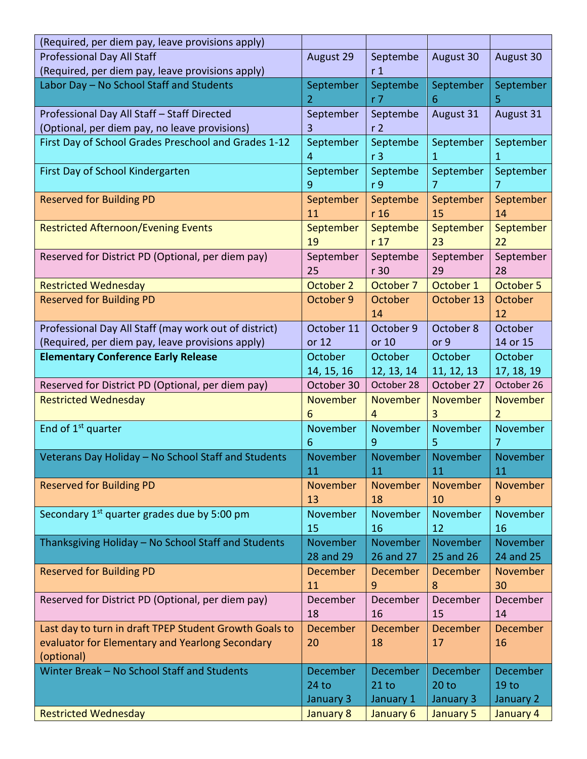| | | | | |
|---|---|---|---|---|
| (Required, per diem pay, leave provisions apply) | | | | |
| Professional Day All Staff (Required, per diem pay, leave provisions apply) | August 29 | September 1 | August 30 | August 30 |
| Labor Day – No School Staff and Students | September 2 | September 7 | September 6 | September 5 |
| Professional Day All Staff – Staff Directed (Optional, per diem pay, no leave provisions) | September 3 | September 2 | August 31 | August 31 |
| First Day of School Grades Preschool and Grades 1-12 | September 4 | September 3 | September 1 | September 1 |
| First Day of School Kindergarten | September 9 | September 9 | September 7 | September 7 |
| Reserved for Building PD | September 11 | September 16 | September 15 | September 14 |
| Restricted Afternoon/Evening Events | September 19 | September 17 | September 23 | September 22 |
| Reserved for District PD (Optional, per diem pay) | September 25 | September 30 | September 29 | September 28 |
| Restricted Wednesday | October 2 | October 7 | October 1 | October 5 |
| Reserved for Building PD | October 9 | October 14 | October 13 | October 12 |
| Professional Day All Staff (may work out of district) (Required, per diem pay, leave provisions apply) | October 11 or 12 | October 9 or 10 | October 8 or 9 | October 14 or 15 |
| **Elementary Conference Early Release** | October 14, 15, 16 | October 12, 13, 14 | October 11, 12, 13 | October 17, 18, 19 |
| Reserved for District PD (Optional, per diem pay) | October 30 | October 28 | October 27 | October 26 |
| Restricted Wednesday | November 6 | November 4 | November 3 | November 2 |
| End of 1st quarter | November 6 | November 9 | November 5 | November 7 |
| Veterans Day Holiday – No School Staff and Students | November 11 | November 11 | November 11 | November 11 |
| Reserved for Building PD | November 13 | November 18 | November 10 | November 9 |
| Secondary 1st quarter grades due by 5:00 pm | November 15 | November 16 | November 12 | November 16 |
| Thanksgiving Holiday – No School Staff and Students | November 28 and 29 | November 26 and 27 | November 25 and 26 | November 24 and 25 |
| Reserved for Building PD | December 11 | December 9 | December 8 | November 30 |
| Reserved for District PD (Optional, per diem pay) | December 18 | December 16 | December 15 | December 14 |
| Last day to turn in draft TPEP Student Growth Goals to evaluator for Elementary and Yearlong Secondary (optional) | December 20 | December 18 | December 17 | December 16 |
| Winter Break – No School Staff and Students | December 24 to January 3 | December 21 to January 1 | December 20 to January 3 | December 19 to January 2 |
| Restricted Wednesday | January 8 | January 6 | January 5 | January 4 |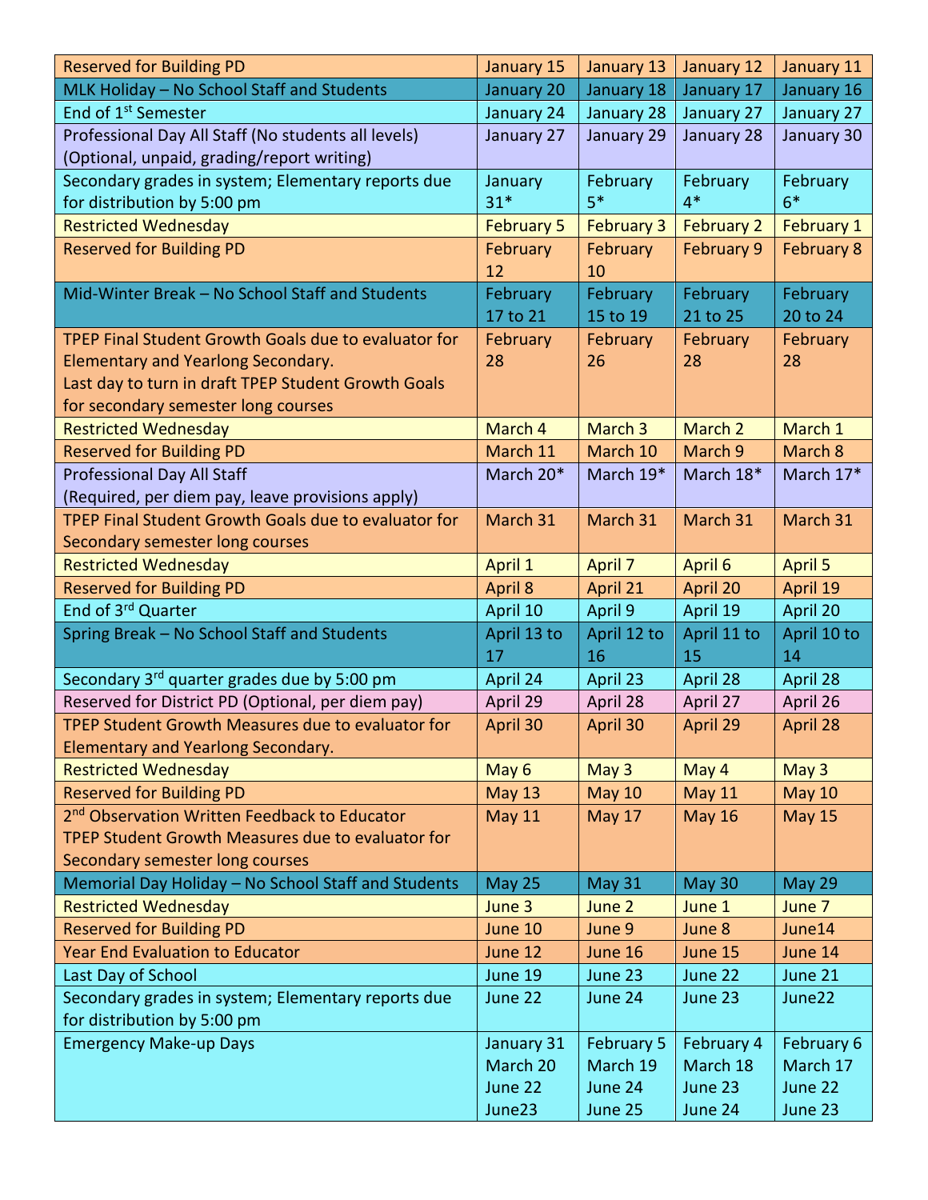| | | | | |
|---|---|---|---|---|
| Reserved for Building PD | January 15 | January 13 | January 12 | January 11 |
| MLK Holiday – No School Staff and Students | January 20 | January 18 | January 17 | January 16 |
| End of 1st Semester | January 24 | January 28 | January 27 | January 27 |
| Professional Day All Staff (No students all levels) (Optional, unpaid, grading/report writing) | January 27 | January 29 | January 28 | January 30 |
| Secondary grades in system; Elementary reports due for distribution by 5:00 pm | January 31* | February 5* | February 4* | February 6* |
| Restricted Wednesday | February 5 | February 3 | February 2 | February 1 |
| Reserved for Building PD | February 12 | February 10 | February 9 | February 8 |
| Mid-Winter Break – No School Staff and Students | February 17 to 21 | February 15 to 19 | February 21 to 25 | February 20 to 24 |
| TPEP Final Student Growth Goals due to evaluator for Elementary and Yearlong Secondary. Last day to turn in draft TPEP Student Growth Goals for secondary semester long courses | February 28 | February 26 | February 28 | February 28 |
| Restricted Wednesday | March 4 | March 3 | March 2 | March 1 |
| Reserved for Building PD | March 11 | March 10 | March 9 | March 8 |
| Professional Day All Staff (Required, per diem pay, leave provisions apply) | March 20* | March 19* | March 18* | March 17* |
| TPEP Final Student Growth Goals due to evaluator for Secondary semester long courses | March 31 | March 31 | March 31 | March 31 |
| Restricted Wednesday | April 1 | April 7 | April 6 | April 5 |
| Reserved for Building PD | April 8 | April 21 | April 20 | April 19 |
| End of 3rd Quarter | April 10 | April 9 | April 19 | April 20 |
| Spring Break – No School Staff and Students | April 13 to 17 | April 12 to 16 | April 11 to 15 | April 10 to 14 |
| Secondary 3rd quarter grades due by 5:00 pm | April 24 | April 23 | April 28 | April 28 |
| Reserved for District PD (Optional, per diem pay) | April 29 | April 28 | April 27 | April 26 |
| TPEP Student Growth Measures due to evaluator for Elementary and Yearlong Secondary. | April 30 | April 30 | April 29 | April 28 |
| Restricted Wednesday | May 6 | May 3 | May 4 | May 3 |
| Reserved for Building PD | May 13 | May 10 | May 11 | May 10 |
| 2nd Observation Written Feedback to Educator TPEP Student Growth Measures due to evaluator for Secondary semester long courses | May 11 | May 17 | May 16 | May 15 |
| Memorial Day Holiday – No School Staff and Students | May 25 | May 31 | May 30 | May 29 |
| Restricted Wednesday | June 3 | June 2 | June 1 | June 7 |
| Reserved for Building PD | June 10 | June 9 | June 8 | June14 |
| Year End Evaluation to Educator | June 12 | June 16 | June 15 | June 14 |
| Last Day of School | June 19 | June 23 | June 22 | June 21 |
| Secondary grades in system; Elementary reports due for distribution by 5:00 pm | June 22 | June 24 | June 23 | June22 |
| Emergency Make-up Days | January 31<br>March 20<br>June 22<br>June23 | February 5<br>March 19<br>June 24<br>June 25 | February 4<br>March 18<br>June 23<br>June 24 | February 6<br>March 17<br>June 22<br>June 23 |